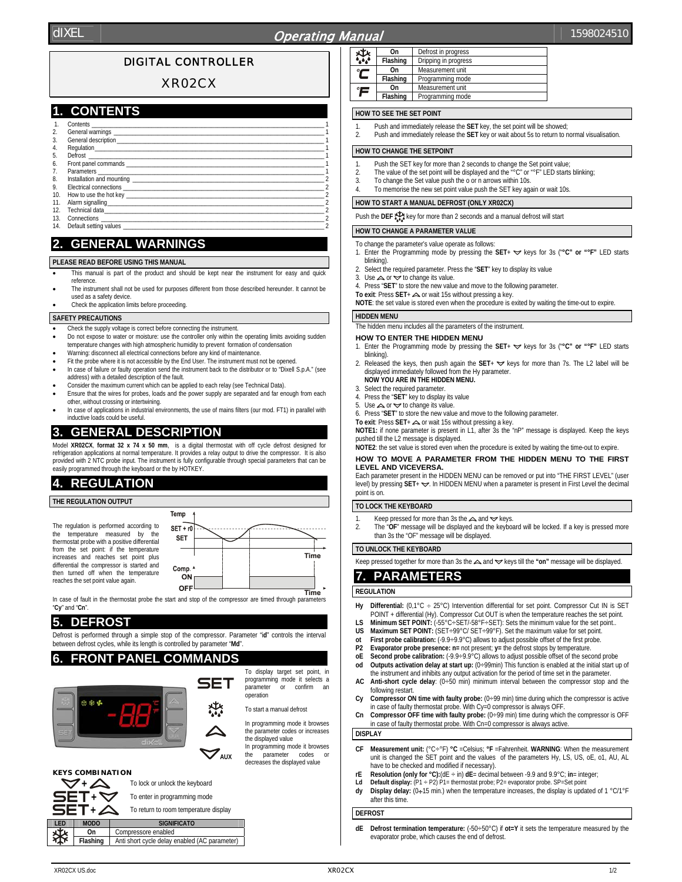# DIGITAL CONTROLLER

# XR02CX

## 1. CONTENTS

1. Contents ___ 1
2. General warnings ___ 1
3. General description ___ 1
4. Regulation ___ 1
5. Defrost ___ 1
6. Front panel commands ___ 1
7. Parameters ___ 1
8. Installation and mounting ___ 2
9. Electrical connections ___ 2
10. How to use the hot key ___ 2
11. Alarm signalling ___ 2
12. Technical data ___ 2
13. Connections ___ 2
14. Default setting values ___ 2

## 2. GENERAL WARNINGS

### PLEASE READ BEFORE USING THIS MANUAL

- This manual is part of the product and should be kept near the instrument for easy and quick reference.
- The instrument shall not be used for purposes different from those described hereunder. It cannot be used as a safety device.
- Check the application limits before proceeding.

### SAFETY PRECAUTIONS

- Check the supply voltage is correct before connecting the instrument.
- Do not expose to water or moisture: use the controller only within the operating limits avoiding sudden temperature changes with high atmospheric humidity to prevent formation of condensation
- Warning: disconnect all electrical connections before any kind of maintenance.
- Fit the probe where it is not accessible by the End User. The instrument must not be opened.
- In case of failure or faulty operation send the instrument back to the distributor or to "Dixell S.p.A." (see address) with a detailed description of the fault.
- Consider the maximum current which can be applied to each relay (see Technical Data).
- Ensure that the wires for probes, loads and the power supply are separated and far enough from each other, without crossing or intertwining.
- In case of applications in industrial environments, the use of mains filters (our mod. FT1) in parallel with inductive loads could be useful.

## 3. GENERAL DESCRIPTION

Model **XR02CX**, **format 32 x 74 x 50 mm**, is a digital thermostat with off cycle defrost designed for refrigeration applications at normal temperature. It provides a relay output to drive the compressor. It is also provided with 2 NTC probe input. The instrument is fully configurable through special parameters that can be easily programmed through the keyboard or the by HOTKEY.

## 4. REGULATION

### THE REGULATION OUTPUT

The regulation is performed according to the temperature measured by the thermostat probe with a positive differential from the set point: if the temperature increases and reaches set point plus differential the compressor is started and then turned off when the temperature reaches the set point value again.

Temp / SET + r0 / SET / Time / Comp. ON / OFF / Time

In case of fault in the thermostat probe the start and stop of the compressor are timed through parameters "**Cy**" and "**Cn**".

## 5. DEFROST

Defrost is performed through a simple stop of the compressor. Parameter "i**d**" controls the interval between defrost cycles, while its length is controlled by parameter "**Md**".

## 6. FRONT PANEL COMMANDS

**SET**: To display target set point, in programming mode it selects a parameter or confirm an operation

**DEF**: To start a manual defrost

**UP**: In programming mode it browses the parameter codes or increases the displayed value

**DOWN (AUX)**: In programming mode it browses the parameter codes or decreases the displayed value

### KEYS COMBINATION

| Keys | Function |
|---|---|
| DOWN + UP | To lock or unlock the keyboard |
| SET + DOWN | To enter in programming mode |
| SET + UP | To return to room temperature display |

| LED | MODO | SIGNIFICATO |
|---|---|---|
| Compressor | On | Compressore enabled |
| | Flashing | Anti short cycle delay enabled (AC parameter) |
| Defrost | On | Defrost in progress |
| | Flashing | Dripping in progress |
| °C | On | Measurement unit |
| | Flashing | Programming mode |
| °F | On | Measurement unit |
| | Flashing | Programming mode |

### HOW TO SEE THE SET POINT

1. Push and immediately release the **SET** key, the set point will be showed;
2. Push and immediately release the **SET** key or wait about 5s to return to normal visualisation.

### HOW TO CHANGE THE SETPOINT

1. Push the SET key for more than 2 seconds to change the Set point value;
2. The value of the set point will be displayed and the "°C" or "°F" LED starts blinking;
3. To change the Set value push the o or n arrows within 10s.
4. To memorise the new set point value push the SET key again or wait 10s.

### HOW TO START A MANUAL DEFROST (ONLY XR02CX)

Push the **DEF** key for more than 2 seconds and a manual defrost will start

### HOW TO CHANGE A PARAMETER VALUE

To change the parameter's value operate as follows:

1. Enter the Programming mode by pressing the **SET**+ DOWN keys for 3s (**"°C" or "°F"** LED starts blinking).
2. Select the required parameter. Press the "**SET**" key to display its value
3. Use UP or DOWN to change its value.
4. Press "**SET**" to store the new value and move to the following parameter.

**To exit**: Press **SET**+ UP or wait 15s without pressing a key.

**NOTE**: the set value is stored even when the procedure is exited by waiting the time-out to expire.

### HIDDEN MENU

The hidden menu includes all the parameters of the instrument.

#### HOW TO ENTER THE HIDDEN MENU

1. Enter the Programming mode by pressing the **SET**+ DOWN keys for 3s (**"°C" or "°F"** LED starts blinking).
2. Released the keys, then push again the **SET**+ DOWN keys for more than 7s. The L2 label will be displayed immediately followed from the Hy parameter.
   **NOW YOU ARE IN THE HIDDEN MENU.**
3. Select the required parameter.
4. Press the "**SET**" key to display its value
5. Use UP or DOWN to change its value.
6. Press "**SET**" to store the new value and move to the following parameter.

**To exit**: Press **SET**+ UP or wait 15s without pressing a key.

**NOTE1:** if none parameter is present in L1, after 3s the "nP" message is displayed. Keep the keys pushed till the L2 message is displayed.

**NOTE2**: the set value is stored even when the procedure is exited by waiting the time-out to expire.

#### HOW TO MOVE A PARAMETER FROM THE HIDDEN MENU TO THE FIRST LEVEL AND VICEVERSA.

Each parameter present in the HIDDEN MENU can be removed or put into "THE FIRST LEVEL" (user level) by pressing **SET**+ DOWN. In HIDDEN MENU when a parameter is present in First Level the decimal point is on.

### TO LOCK THE KEYBOARD

1. Keep pressed for more than 3s the UP and DOWN keys.
2. The "**OF**" message will be displayed and the keyboard will be locked. If a key is pressed more than 3s the "OF" message will be displayed.

### TO UNLOCK THE KEYBOARD

Keep pressed together for more than 3s the UP and DOWN keys till the **"on"** message will be displayed.

## 7. PARAMETERS

### REGULATION

- **Hy Differential:** (0,1°C ÷ 25°C) Intervention differential for set point. Compressor Cut IN is SET POINT + differential (Hy). Compressor Cut OUT is when the temperature reaches the set point.
- **LS Minimum SET POINT:** (-55°C÷SET/-58°F÷SET): Sets the minimum value for the set point..
- **US Maximum SET POINT:** (SET÷99°C/ SET÷99°F). Set the maximum value for set point.
- **ot First probe calibration:** (-9.9÷9.9°C) allows to adjust possible offset of the first probe.
- **P2 Evaporator probe presence: n=** not present; **y=** the defrost stops by temperature.
- **oE Second probe calibration:** (-9.9÷9.9°C) allows to adjust possible offset of the second probe
- **od Outputs activation delay at start up:** (0÷99min) This function is enabled at the initial start up of the instrument and inhibits any output activation for the period of time set in the parameter.
- **AC Anti-short cycle delay**: (0÷50 min) minimum interval between the compressor stop and the following restart.
- **Cy Compressor ON time with faulty probe:** (0÷99 min) time during which the compressor is active in case of faulty thermostat probe. With Cy=0 compressor is always OFF.
- **Cn Compressor OFF time with faulty probe:** (0÷99 min) time during which the compressor is OFF in case of faulty thermostat probe. With Cn=0 compressor is always active.

### DISPLAY

- **CF Measurement unit:** (°C÷°F) **°C** =Celsius; **°F** =Fahrenheit. **WARNING**: When the measurement unit is changed the SET point and the values of the parameters Hy, LS, US, oE, o1, AU, AL have to be checked and modified if necessary).
- **rE Resolution (only for °C):**(dE ÷ in) **dE**= decimal between -9.9 and 9.9°C; **in**= integer;
- **Ld Default display:** (P1 ÷ P2) P1= thermostat probe; P2= evaporator probe. SP=Set point
- **dy Display delay:** (0÷15 min.) when the temperature increases, the display is updated of 1 °C/1°F after this time.

### DEFROST

- **dE Defrost termination temperature:** (-50÷50°C) if **ot=Y** it sets the temperature measured by the evaporator probe, which causes the end of defrost.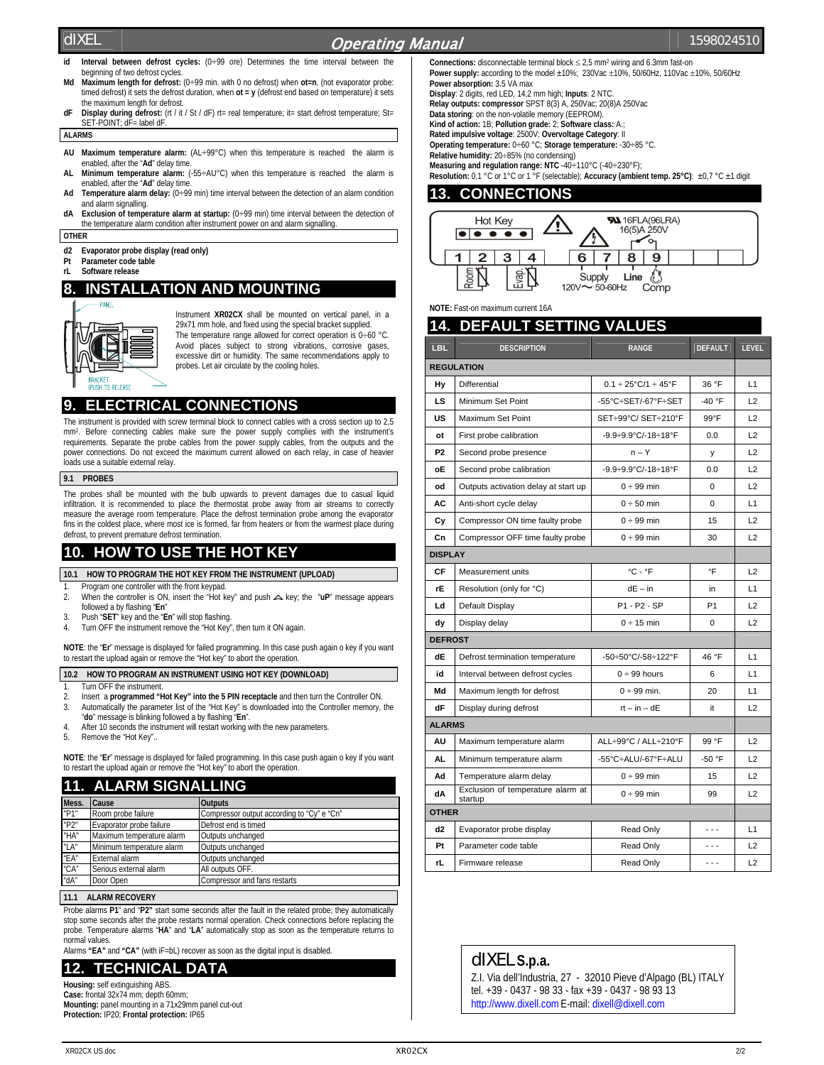**id Interval between defrost cycles:** (0÷99 ore) Determines the time interval between the beginning of two defrost cycles.

**Md Maximum length for defrost:** (0÷99 min. with 0 no defrost) when **ot=n**, (not evaporator probe: timed defrost) it sets the defrost duration, when **ot = y** (defrost end based on temperature) it sets the maximum length for defrost.

**dF Display during defrost:** (rt / it / St / dF) rt= real temperature; it= start defrost temperature; St= SET-POINT; dF= label dF.

**ALARMS**

**AU Maximum temperature alarm:** (AL÷99°C) when this temperature is reached the alarm is enabled, after the "**Ad**" delay time.

**AL Minimum temperature alarm:** (-55÷AU°C) when this temperature is reached the alarm is enabled, after the "**Ad**" delay time.

**Ad Temperature alarm delay:** (0÷99 min) time interval between the detection of an alarm condition and alarm signalling.

**dA Exclusion of temperature alarm at startup:** (0÷99 min) time interval between the detection of the temperature alarm condition after instrument power on and alarm signalling.

**OTHER**

**d2 Evaporator probe display (read only)**
**Pt Parameter code table**
**rL Software release**

# 8. INSTALLATION AND MOUNTING

PANEL

BRACKET (PUSH TO RELEASE)

Instrument **XR02CX** shall be mounted on vertical panel, in a 29x71 mm hole, and fixed using the special bracket supplied.
The temperature range allowed for correct operation is 0÷60 °C. Avoid places subject to strong vibrations, corrosive gases, excessive dirt or humidity. The same recommendations apply to probes. Let air circulate by the cooling holes.

# 9. ELECTRICAL CONNECTIONS

The instrument is provided with screw terminal block to connect cables with a cross section up to 2,5 mm². Before connecting cables make sure the power supply complies with the instrument's requirements. Separate the probe cables from the power supply cables, from the outputs and the power connections. Do not exceed the maximum current allowed on each relay, in case of heavier loads use a suitable external relay.

## 9.1 PROBES

The probes shall be mounted with the bulb upwards to prevent damages due to casual liquid infiltration. It is recommended to place the thermostat probe away from air streams to correctly measure the average room temperature. Place the defrost termination probe among the evaporator fins in the coldest place, where most ice is formed, far from heaters or from the warmest place during defrost, to prevent premature defrost termination.

# 10. HOW TO USE THE HOT KEY

## 10.1 HOW TO PROGRAM THE HOT KEY FROM THE INSTRUMENT (UPLOAD)

1. Program one controller with the front keypad.
2. When the controller is ON, insert the "Hot key" and push ⏶ key; the "**uP**" message appears followed a by flashing "**En**"
3. Push "**SET**" key and the "**En**" will stop flashing.
4. Turn OFF the instrument remove the "Hot Key", then turn it ON again.

**NOTE**: the "**Er**" message is displayed for failed programming. In this case push again o key if you want to restart the upload again or remove the "Hot key" to abort the operation.

## 10.2 HOW TO PROGRAM AN INSTRUMENT USING HOT KEY (DOWNLOAD)

1. Turn OFF the instrument.
2. Insert a **programmed "Hot Key" into the 5 PIN receptacle** and then turn the Controller ON.
3. Automatically the parameter list of the "Hot Key" is downloaded into the Controller memory, the "**do**" message is blinking followed a by flashing "**En**".
4. After 10 seconds the instrument will restart working with the new parameters.
5. Remove the "Hot Key"..

**NOTE**: the "**Er**" message is displayed for failed programming. In this case push again o key if you want to restart the upload again or remove the "Hot key" to abort the operation.

# 11. ALARM SIGNALLING

| Mess. | Cause | Outputs |
|---|---|---|
| "P1" | Room probe failure | Compressor output according to "Cy" e "Cn" |
| "P2" | Evaporator probe failure | Defrost end is timed |
| "HA" | Maximum temperature alarm | Outputs unchanged |
| "LA" | Minimum temperature alarm | Outputs unchanged |
| "EA" | External alarm | Outputs unchanged |
| "CA" | Serious external alarm | All outputs OFF. |
| "dA" | Door Open | Compressor and fans restarts |

## 11.1 ALARM RECOVERY

Probe alarms **P1**" and "**P2**" start some seconds after the fault in the related probe; they automatically stop some seconds after the probe restarts normal operation. Check connections before replacing the probe. Temperature alarms "**HA**" and "**LA**" automatically stop as soon as the temperature returns to normal values.
Alarms **"EA"** and **"CA"** (with iF=bL) recover as soon as the digital input is disabled.

# 12. TECHNICAL DATA

**Housing:** self extinguishing ABS.
**Case:** frontal 32x74 mm; depth 60mm;
**Mounting:** panel mounting in a 71x29mm panel cut-out
**Protection:** IP20; **Frontal protection:** IP65
**Connections:** disconnectable terminal block ≤ 2,5 mm² wiring and 6.3mm fast-on
**Power supply:** according to the model ±10%; 230Vac ±10%, 50/60Hz, 110Vac ±10%, 50/60Hz
**Power absorption:** 3.5 VA max
**Display**: 2 digits, red LED, 14,2 mm high; **Inputs**: 2 NTC.
**Relay outputs: compressor** SPST 8(3) A, 250Vac; 20(8)A 250Vac
**Data storing**: on the non-volatile memory (EEPROM).
**Kind of action:** 1B; **Pollution grade:** 2; **Software class:** A.;
**Rated impulsive voltage**: 2500V; **Overvoltage Category**: II
**Operating temperature:** 0÷60 °C; **Storage temperature:** -30÷85 °C.
**Relative humidity:** 20÷85% (no condensing)
**Measuring and regulation range: NTC** -40÷110°C (-40÷230°F);
**Resolution:** 0,1 °C or 1°C or 1 °F (selectable); **Accuracy (ambient temp. 25°C)**: ±0,7 °C ±1 digit

# 13. CONNECTIONS

Hot Key
16FLA(96LRA) 16(5)A 250V
1 2 3 4 6 7 8 9
Room Evap. Supply 120V~ 50-60Hz Line Comp

**NOTE:** Fast-on maximum current 16A

# 14. DEFAULT SETTING VALUES

| LBL | DESCRIPTION | RANGE | DEFAULT | LEVEL |
|---|---|---|---|---|
| **REGULATION** | | | | |
| **Hy** | Differential | 0.1 ÷ 25°C/1 ÷ 45°F | 36 °F | L1 |
| **LS** | Minimum Set Point | -55°C÷SET/-67°F÷SET | -40 °F | L2 |
| **US** | Maximum Set Point | SET÷99°C/ SET÷210°F | 99°F | L2 |
| **ot** | First probe calibration | -9.9÷9.9°C/-18÷18°F | 0.0 | L2 |
| **P2** | Second probe presence | n – Y | y | L2 |
| **oE** | Second probe calibration | -9.9÷9.9°C/-18÷18°F | 0.0 | L2 |
| **od** | Outputs activation delay at start up | 0 ÷ 99 min | 0 | L2 |
| **AC** | Anti-short cycle delay | 0 ÷ 50 min | 0 | L1 |
| **Cy** | Compressor ON time faulty probe | 0 ÷ 99 min | 15 | L2 |
| **Cn** | Compressor OFF time faulty probe | 0 ÷ 99 min | 30 | L2 |
| **DISPLAY** | | | | |
| **CF** | Measurement units | °C - °F | °F | L2 |
| **rE** | Resolution (only for °C) | dE – in | in | L1 |
| **Ld** | Default Display | P1 - P2 - SP | P1 | L2 |
| **dy** | Display delay | 0 ÷ 15 min | 0 | L2 |
| **DEFROST** | | | | |
| **dE** | Defrost termination temperature | -50÷50°C/-58÷122°F | 46 °F | L1 |
| **id** | Interval between defrost cycles | 0 ÷ 99 hours | 6 | L1 |
| **Md** | Maximum length for defrost | 0 ÷ 99 min. | 20 | L1 |
| **dF** | Display during defrost | rt – in – dE | it | L2 |
| **ALARMS** | | | | |
| **AU** | Maximum temperature alarm | ALL÷99°C / ALL÷210°F | 99 °F | L2 |
| **AL** | Minimum temperature alarm | -55°C÷ALU/-67°F÷ALU | -50 °F | L2 |
| **Ad** | Temperature alarm delay | 0 ÷ 99 min | 15 | L2 |
| **dA** | Exclusion of temperature alarm at startup | 0 ÷ 99 min | 99 | L2 |
| **OTHER** | | | | |
| **d2** | Evaporator probe display | Read Only | - - - | L1 |
| **Pt** | Parameter code table | Read Only | - - - | L2 |
| **rL** | Firmware release | Read Only | - - - | L2 |

dIXEL **S.p.a.**
Z.I. Via dell'Industria, 27 - 32010 Pieve d'Alpago (BL) ITALY
tel. +39 - 0437 - 98 33 - fax +39 - 0437 - 98 93 13
http://www.dixell.com E-mail: dixell@dixell.com